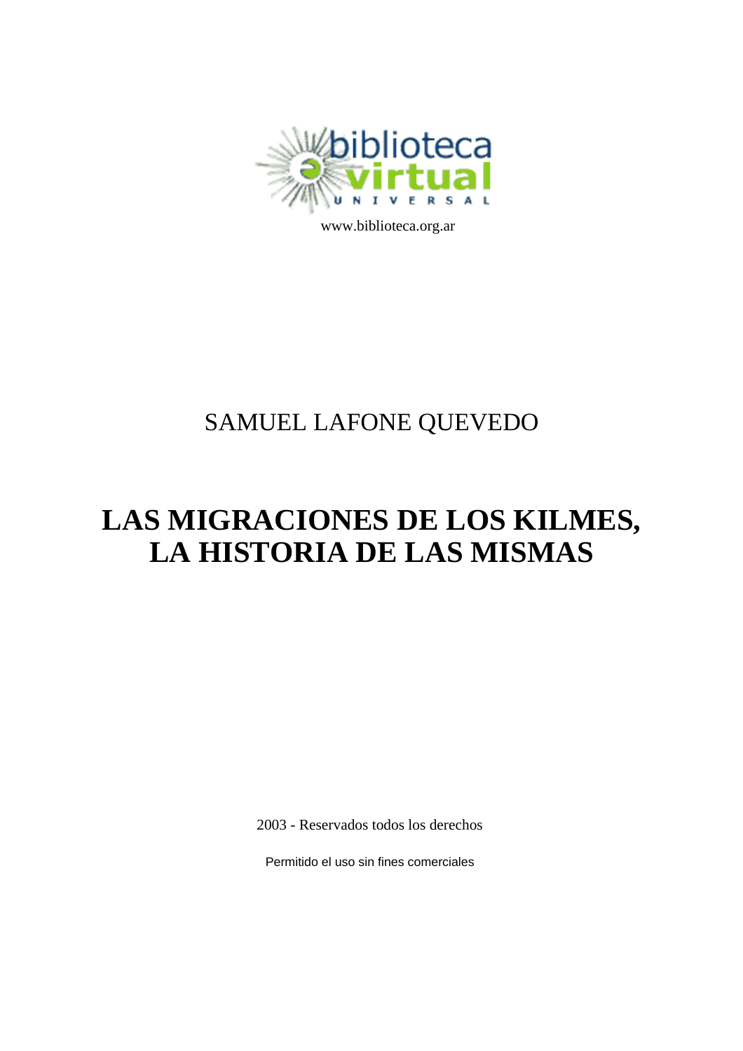www.biblioteca.org.ar

SAMUEL LAFONE QUEVEDO

# LAS MIGRACIONES DE LOS KILMES, LA HISTORIA DE LAS MISMAS

2003 - Reservados todos los derechos

Permitido el uso sin fines comerciales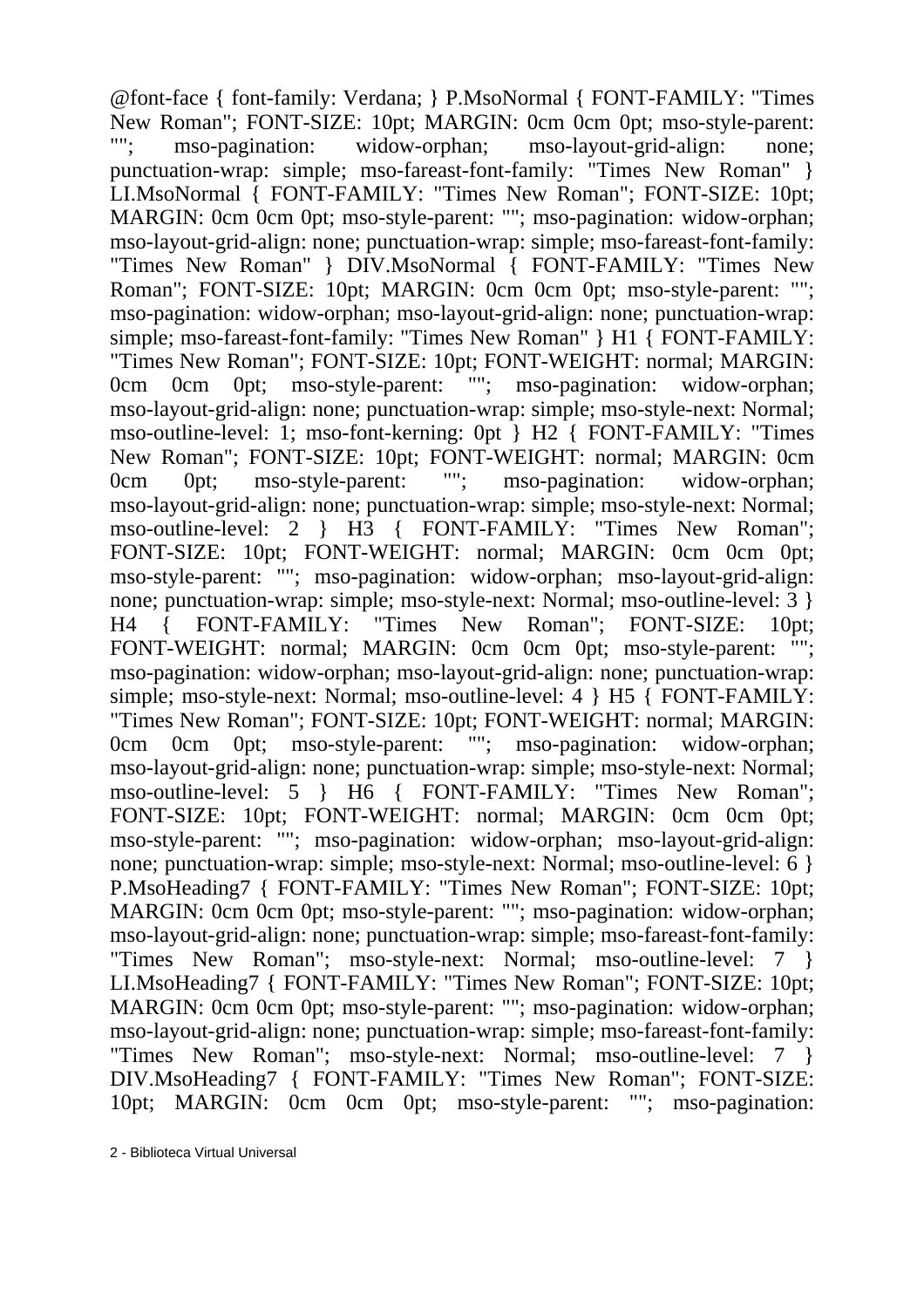@font-face { font-family: Verdana; } P.MsoNormal { FONT-FAMILY: "Times New Roman"; FONT-SIZE: 10pt; MARGIN: 0cm 0cm 0pt; mso-style-parent: ""; mso-pagination: widow-orphan; mso-layout-grid-align: none; punctuation-wrap: simple; mso-fareast-font-family: "Times New Roman" } LI.MsoNormal { FONT-FAMILY: "Times New Roman"; FONT-SIZE: 10pt; MARGIN: 0cm 0cm 0pt; mso-style-parent: ""; mso-pagination: widow-orphan; mso-layout-grid-align: none; punctuation-wrap: simple; mso-fareast-font-family: "Times New Roman" } DIV.MsoNormal { FONT-FAMILY: "Times New Roman"; FONT-SIZE: 10pt; MARGIN: 0cm 0cm 0pt; mso-style-parent: ""; mso-pagination: widow-orphan; mso-layout-grid-align: none; punctuation-wrap: simple; mso-fareast-font-family: "Times New Roman" } H1 { FONT-FAMILY: "Times New Roman"; FONT-SIZE: 10pt; FONT-WEIGHT: normal; MARGIN: 0cm 0cm 0pt; mso-style-parent: ""; mso-pagination: widow-orphan; mso-layout-grid-align: none; punctuation-wrap: simple; mso-style-next: Normal; mso-outline-level: 1; mso-font-kerning: 0pt } H2 { FONT-FAMILY: "Times New Roman"; FONT-SIZE: 10pt; FONT-WEIGHT: normal; MARGIN: 0cm 0cm 0pt; mso-style-parent: ""; mso-pagination: widow-orphan; mso-layout-grid-align: none; punctuation-wrap: simple; mso-style-next: Normal; mso-outline-level: 2 } H3 { FONT-FAMILY: "Times New Roman"; FONT-SIZE: 10pt; FONT-WEIGHT: normal; MARGIN: 0cm 0cm 0pt; mso-style-parent: ""; mso-pagination: widow-orphan; mso-layout-grid-align: none; punctuation-wrap: simple; mso-style-next: Normal; mso-outline-level: 3 } H4 { FONT-FAMILY: "Times New Roman"; FONT-SIZE: 10pt; FONT-WEIGHT: normal; MARGIN: 0cm 0cm 0pt; mso-style-parent: ""; mso-pagination: widow-orphan; mso-layout-grid-align: none; punctuation-wrap: simple; mso-style-next: Normal; mso-outline-level: 4 } H5 { FONT-FAMILY: "Times New Roman"; FONT-SIZE: 10pt; FONT-WEIGHT: normal; MARGIN: 0cm 0cm 0pt; mso-style-parent: ""; mso-pagination: widow-orphan; mso-layout-grid-align: none; punctuation-wrap: simple; mso-style-next: Normal; mso-outline-level: 5 } H6 { FONT-FAMILY: "Times New Roman"; FONT-SIZE: 10pt; FONT-WEIGHT: normal; MARGIN: 0cm 0cm 0pt; mso-style-parent: ""; mso-pagination: widow-orphan; mso-layout-grid-align: none; punctuation-wrap: simple; mso-style-next: Normal; mso-outline-level: 6 } P.MsoHeading7 { FONT-FAMILY: "Times New Roman"; FONT-SIZE: 10pt; MARGIN: 0cm 0cm 0pt; mso-style-parent: ""; mso-pagination: widow-orphan; mso-layout-grid-align: none; punctuation-wrap: simple; mso-fareast-font-family: "Times New Roman"; mso-style-next: Normal; mso-outline-level: 7 } LI.MsoHeading7 { FONT-FAMILY: "Times New Roman"; FONT-SIZE: 10pt; MARGIN: 0cm 0cm 0pt; mso-style-parent: ""; mso-pagination: widow-orphan; mso-layout-grid-align: none; punctuation-wrap: simple; mso-fareast-font-family: "Times New Roman"; mso-style-next: Normal; mso-outline-level: 7 } DIV.MsoHeading7 { FONT-FAMILY: "Times New Roman"; FONT-SIZE: 10pt; MARGIN: 0cm 0cm 0pt; mso-style-parent: ""; mso-pagination: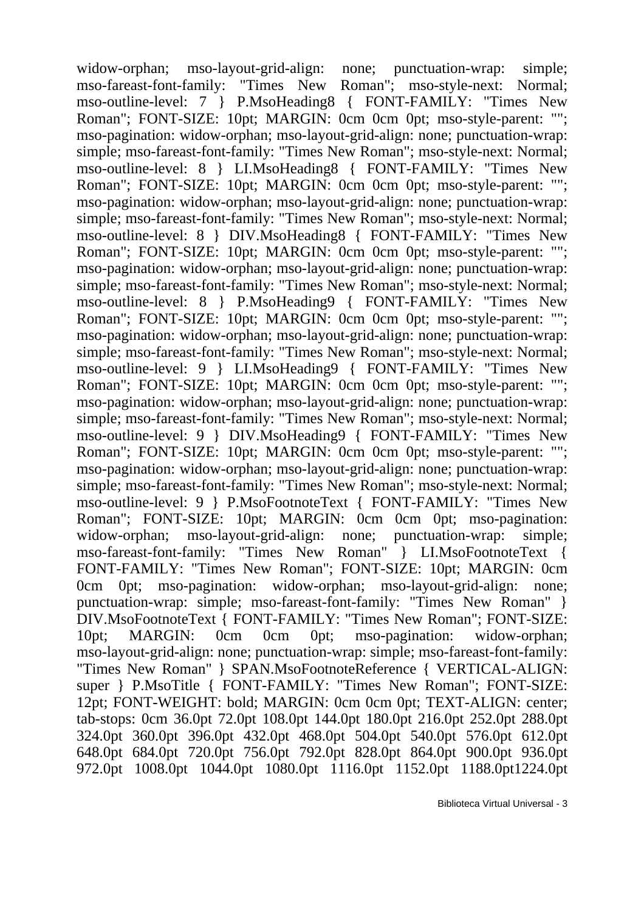widow-orphan; mso-layout-grid-align: none; punctuation-wrap: simple; mso-fareast-font-family: "Times New Roman"; mso-style-next: Normal; mso-outline-level: 7 } P.MsoHeading8 { FONT-FAMILY: "Times New Roman"; FONT-SIZE: 10pt; MARGIN: 0cm 0cm 0pt; mso-style-parent: ""; mso-pagination: widow-orphan; mso-layout-grid-align: none; punctuation-wrap: simple; mso-fareast-font-family: "Times New Roman"; mso-style-next: Normal; mso-outline-level: 8 } LI.MsoHeading8 { FONT-FAMILY: "Times New Roman"; FONT-SIZE: 10pt; MARGIN: 0cm 0cm 0pt; mso-style-parent: ""; mso-pagination: widow-orphan; mso-layout-grid-align: none; punctuation-wrap: simple; mso-fareast-font-family: "Times New Roman"; mso-style-next: Normal; mso-outline-level: 8 } DIV.MsoHeading8 { FONT-FAMILY: "Times New Roman"; FONT-SIZE: 10pt; MARGIN: 0cm 0cm 0pt; mso-style-parent: ""; mso-pagination: widow-orphan; mso-layout-grid-align: none; punctuation-wrap: simple; mso-fareast-font-family: "Times New Roman"; mso-style-next: Normal; mso-outline-level: 8 } P.MsoHeading9 { FONT-FAMILY: "Times New Roman"; FONT-SIZE: 10pt; MARGIN: 0cm 0cm 0pt; mso-style-parent: ""; mso-pagination: widow-orphan; mso-layout-grid-align: none; punctuation-wrap: simple; mso-fareast-font-family: "Times New Roman"; mso-style-next: Normal; mso-outline-level: 9 } LI.MsoHeading9 { FONT-FAMILY: "Times New Roman"; FONT-SIZE: 10pt; MARGIN: 0cm 0cm 0pt; mso-style-parent: ""; mso-pagination: widow-orphan; mso-layout-grid-align: none; punctuation-wrap: simple; mso-fareast-font-family: "Times New Roman"; mso-style-next: Normal; mso-outline-level: 9 } DIV.MsoHeading9 { FONT-FAMILY: "Times New Roman"; FONT-SIZE: 10pt; MARGIN: 0cm 0cm 0pt; mso-style-parent: ""; mso-pagination: widow-orphan; mso-layout-grid-align: none; punctuation-wrap: simple; mso-fareast-font-family: "Times New Roman"; mso-style-next: Normal; mso-outline-level: 9 } P.MsoFootnoteText { FONT-FAMILY: "Times New Roman"; FONT-SIZE: 10pt; MARGIN: 0cm 0cm 0pt; mso-pagination: widow-orphan; mso-layout-grid-align: none; punctuation-wrap: simple; mso-fareast-font-family: "Times New Roman" } LI.MsoFootnoteText { FONT-FAMILY: "Times New Roman"; FONT-SIZE: 10pt; MARGIN: 0cm 0cm 0pt; mso-pagination: widow-orphan; mso-layout-grid-align: none; punctuation-wrap: simple; mso-fareast-font-family: "Times New Roman" } DIV.MsoFootnoteText { FONT-FAMILY: "Times New Roman"; FONT-SIZE: 10pt; MARGIN: 0cm 0cm 0pt; mso-pagination: widow-orphan; mso-layout-grid-align: none; punctuation-wrap: simple; mso-fareast-font-family: "Times New Roman" } SPAN.MsoFootnoteReference { VERTICAL-ALIGN: super } P.MsoTitle { FONT-FAMILY: "Times New Roman"; FONT-SIZE: 12pt; FONT-WEIGHT: bold; MARGIN: 0cm 0cm 0pt; TEXT-ALIGN: center; tab-stops: 0cm 36.0pt 72.0pt 108.0pt 144.0pt 180.0pt 216.0pt 252.0pt 288.0pt 324.0pt 360.0pt 396.0pt 432.0pt 468.0pt 504.0pt 540.0pt 576.0pt 612.0pt 648.0pt 684.0pt 720.0pt 756.0pt 792.0pt 828.0pt 864.0pt 900.0pt 936.0pt 972.0pt 1008.0pt 1044.0pt 1080.0pt 1116.0pt 1152.0pt 1188.0pt1224.0pt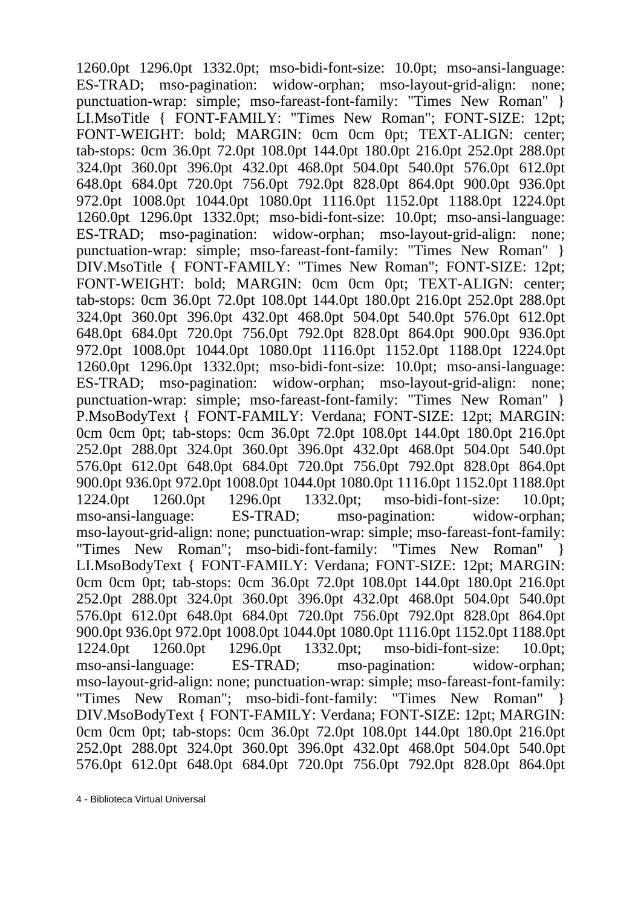1260.0pt 1296.0pt 1332.0pt; mso-bidi-font-size: 10.0pt; mso-ansi-language: ES-TRAD; mso-pagination: widow-orphan; mso-layout-grid-align: none; punctuation-wrap: simple; mso-fareast-font-family: "Times New Roman" } LI.MsoTitle { FONT-FAMILY: "Times New Roman"; FONT-SIZE: 12pt; FONT-WEIGHT: bold; MARGIN: 0cm 0cm 0pt; TEXT-ALIGN: center; tab-stops: 0cm 36.0pt 72.0pt 108.0pt 144.0pt 180.0pt 216.0pt 252.0pt 288.0pt 324.0pt 360.0pt 396.0pt 432.0pt 468.0pt 504.0pt 540.0pt 576.0pt 612.0pt 648.0pt 684.0pt 720.0pt 756.0pt 792.0pt 828.0pt 864.0pt 900.0pt 936.0pt 972.0pt 1008.0pt 1044.0pt 1080.0pt 1116.0pt 1152.0pt 1188.0pt 1224.0pt 1260.0pt 1296.0pt 1332.0pt; mso-bidi-font-size: 10.0pt; mso-ansi-language: ES-TRAD; mso-pagination: widow-orphan; mso-layout-grid-align: none; punctuation-wrap: simple; mso-fareast-font-family: "Times New Roman" } DIV.MsoTitle { FONT-FAMILY: "Times New Roman"; FONT-SIZE: 12pt; FONT-WEIGHT: bold; MARGIN: 0cm 0cm 0pt; TEXT-ALIGN: center; tab-stops: 0cm 36.0pt 72.0pt 108.0pt 144.0pt 180.0pt 216.0pt 252.0pt 288.0pt 324.0pt 360.0pt 396.0pt 432.0pt 468.0pt 504.0pt 540.0pt 576.0pt 612.0pt 648.0pt 684.0pt 720.0pt 756.0pt 792.0pt 828.0pt 864.0pt 900.0pt 936.0pt 972.0pt 1008.0pt 1044.0pt 1080.0pt 1116.0pt 1152.0pt 1188.0pt 1224.0pt 1260.0pt 1296.0pt 1332.0pt; mso-bidi-font-size: 10.0pt; mso-ansi-language: ES-TRAD; mso-pagination: widow-orphan; mso-layout-grid-align: none; punctuation-wrap: simple; mso-fareast-font-family: "Times New Roman" } P.MsoBodyText { FONT-FAMILY: Verdana; FONT-SIZE: 12pt; MARGIN: 0cm 0cm 0pt; tab-stops: 0cm 36.0pt 72.0pt 108.0pt 144.0pt 180.0pt 216.0pt 252.0pt 288.0pt 324.0pt 360.0pt 396.0pt 432.0pt 468.0pt 504.0pt 540.0pt 576.0pt 612.0pt 648.0pt 684.0pt 720.0pt 756.0pt 792.0pt 828.0pt 864.0pt 900.0pt 936.0pt 972.0pt 1008.0pt 1044.0pt 1080.0pt 1116.0pt 1152.0pt 1188.0pt 1224.0pt 1260.0pt 1296.0pt 1332.0pt; mso-bidi-font-size: 10.0pt; mso-ansi-language: ES-TRAD; mso-pagination: widow-orphan; mso-layout-grid-align: none; punctuation-wrap: simple; mso-fareast-font-family: "Times New Roman"; mso-bidi-font-family: "Times New Roman" } LI.MsoBodyText { FONT-FAMILY: Verdana; FONT-SIZE: 12pt; MARGIN: 0cm 0cm 0pt; tab-stops: 0cm 36.0pt 72.0pt 108.0pt 144.0pt 180.0pt 216.0pt 252.0pt 288.0pt 324.0pt 360.0pt 396.0pt 432.0pt 468.0pt 504.0pt 540.0pt 576.0pt 612.0pt 648.0pt 684.0pt 720.0pt 756.0pt 792.0pt 828.0pt 864.0pt 900.0pt 936.0pt 972.0pt 1008.0pt 1044.0pt 1080.0pt 1116.0pt 1152.0pt 1188.0pt 1224.0pt 1260.0pt 1296.0pt 1332.0pt; mso-bidi-font-size: 10.0pt; mso-ansi-language: ES-TRAD; mso-pagination: widow-orphan; mso-layout-grid-align: none; punctuation-wrap: simple; mso-fareast-font-family: "Times New Roman"; mso-bidi-font-family: "Times New Roman" } DIV.MsoBodyText { FONT-FAMILY: Verdana; FONT-SIZE: 12pt; MARGIN: 0cm 0cm 0pt; tab-stops: 0cm 36.0pt 72.0pt 108.0pt 144.0pt 180.0pt 216.0pt 252.0pt 288.0pt 324.0pt 360.0pt 396.0pt 432.0pt 468.0pt 504.0pt 540.0pt 576.0pt 612.0pt 648.0pt 684.0pt 720.0pt 756.0pt 792.0pt 828.0pt 864.0pt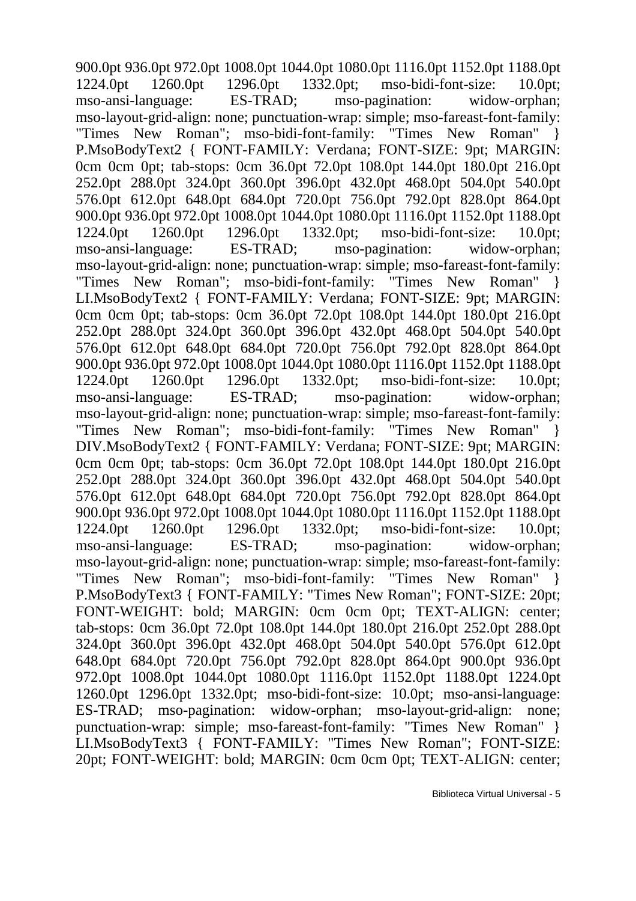900.0pt 936.0pt 972.0pt 1008.0pt 1044.0pt 1080.0pt 1116.0pt 1152.0pt 1188.0pt 1224.0pt 1260.0pt 1296.0pt 1332.0pt; mso-bidi-font-size: 10.0pt; mso-ansi-language: ES-TRAD; mso-pagination: widow-orphan; mso-layout-grid-align: none; punctuation-wrap: simple; mso-fareast-font-family: "Times New Roman"; mso-bidi-font-family: "Times New Roman" } P.MsoBodyText2 { FONT-FAMILY: Verdana; FONT-SIZE: 9pt; MARGIN: 0cm 0cm 0pt; tab-stops: 0cm 36.0pt 72.0pt 108.0pt 144.0pt 180.0pt 216.0pt 252.0pt 288.0pt 324.0pt 360.0pt 396.0pt 432.0pt 468.0pt 504.0pt 540.0pt 576.0pt 612.0pt 648.0pt 684.0pt 720.0pt 756.0pt 792.0pt 828.0pt 864.0pt 900.0pt 936.0pt 972.0pt 1008.0pt 1044.0pt 1080.0pt 1116.0pt 1152.0pt 1188.0pt 1224.0pt 1260.0pt 1296.0pt 1332.0pt; mso-bidi-font-size: 10.0pt; mso-ansi-language: ES-TRAD; mso-pagination: widow-orphan; mso-layout-grid-align: none; punctuation-wrap: simple; mso-fareast-font-family: "Times New Roman"; mso-bidi-font-family: "Times New Roman" } LI.MsoBodyText2 { FONT-FAMILY: Verdana; FONT-SIZE: 9pt; MARGIN: 0cm 0cm 0pt; tab-stops: 0cm 36.0pt 72.0pt 108.0pt 144.0pt 180.0pt 216.0pt 252.0pt 288.0pt 324.0pt 360.0pt 396.0pt 432.0pt 468.0pt 504.0pt 540.0pt 576.0pt 612.0pt 648.0pt 684.0pt 720.0pt 756.0pt 792.0pt 828.0pt 864.0pt 900.0pt 936.0pt 972.0pt 1008.0pt 1044.0pt 1080.0pt 1116.0pt 1152.0pt 1188.0pt 1224.0pt 1260.0pt 1296.0pt 1332.0pt; mso-bidi-font-size: 10.0pt; mso-ansi-language: ES-TRAD; mso-pagination: widow-orphan; mso-layout-grid-align: none; punctuation-wrap: simple; mso-fareast-font-family: "Times New Roman"; mso-bidi-font-family: "Times New Roman" } DIV.MsoBodyText2 { FONT-FAMILY: Verdana; FONT-SIZE: 9pt; MARGIN: 0cm 0cm 0pt; tab-stops: 0cm 36.0pt 72.0pt 108.0pt 144.0pt 180.0pt 216.0pt 252.0pt 288.0pt 324.0pt 360.0pt 396.0pt 432.0pt 468.0pt 504.0pt 540.0pt 576.0pt 612.0pt 648.0pt 684.0pt 720.0pt 756.0pt 792.0pt 828.0pt 864.0pt 900.0pt 936.0pt 972.0pt 1008.0pt 1044.0pt 1080.0pt 1116.0pt 1152.0pt 1188.0pt 1224.0pt 1260.0pt 1296.0pt 1332.0pt; mso-bidi-font-size: 10.0pt; mso-ansi-language: ES-TRAD; mso-pagination: widow-orphan; mso-layout-grid-align: none; punctuation-wrap: simple; mso-fareast-font-family: "Times New Roman"; mso-bidi-font-family: "Times New Roman" } P.MsoBodyText3 { FONT-FAMILY: "Times New Roman"; FONT-SIZE: 20pt; FONT-WEIGHT: bold; MARGIN: 0cm 0cm 0pt; TEXT-ALIGN: center; tab-stops: 0cm 36.0pt 72.0pt 108.0pt 144.0pt 180.0pt 216.0pt 252.0pt 288.0pt 324.0pt 360.0pt 396.0pt 432.0pt 468.0pt 504.0pt 540.0pt 576.0pt 612.0pt 648.0pt 684.0pt 720.0pt 756.0pt 792.0pt 828.0pt 864.0pt 900.0pt 936.0pt 972.0pt 1008.0pt 1044.0pt 1080.0pt 1116.0pt 1152.0pt 1188.0pt 1224.0pt 1260.0pt 1296.0pt 1332.0pt; mso-bidi-font-size: 10.0pt; mso-ansi-language: ES-TRAD; mso-pagination: widow-orphan; mso-layout-grid-align: none; punctuation-wrap: simple; mso-fareast-font-family: "Times New Roman" } LI.MsoBodyText3 { FONT-FAMILY: "Times New Roman"; FONT-SIZE: 20pt; FONT-WEIGHT: bold; MARGIN: 0cm 0cm 0pt; TEXT-ALIGN: center;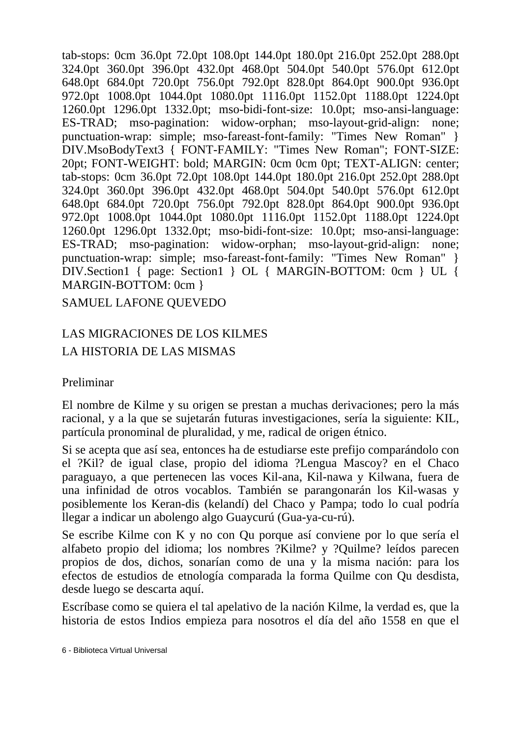tab-stops: 0cm 36.0pt 72.0pt 108.0pt 144.0pt 180.0pt 216.0pt 252.0pt 288.0pt 324.0pt 360.0pt 396.0pt 432.0pt 468.0pt 504.0pt 540.0pt 576.0pt 612.0pt 648.0pt 684.0pt 720.0pt 756.0pt 792.0pt 828.0pt 864.0pt 900.0pt 936.0pt 972.0pt 1008.0pt 1044.0pt 1080.0pt 1116.0pt 1152.0pt 1188.0pt 1224.0pt 1260.0pt 1296.0pt 1332.0pt; mso-bidi-font-size: 10.0pt; mso-ansi-language: ES-TRAD; mso-pagination: widow-orphan; mso-layout-grid-align: none; punctuation-wrap: simple; mso-fareast-font-family: "Times New Roman" } DIV.MsoBodyText3 { FONT-FAMILY: "Times New Roman"; FONT-SIZE: 20pt; FONT-WEIGHT: bold; MARGIN: 0cm 0cm 0pt; TEXT-ALIGN: center; tab-stops: 0cm 36.0pt 72.0pt 108.0pt 144.0pt 180.0pt 216.0pt 252.0pt 288.0pt 324.0pt 360.0pt 396.0pt 432.0pt 468.0pt 504.0pt 540.0pt 576.0pt 612.0pt 648.0pt 684.0pt 720.0pt 756.0pt 792.0pt 828.0pt 864.0pt 900.0pt 936.0pt 972.0pt 1008.0pt 1044.0pt 1080.0pt 1116.0pt 1152.0pt 1188.0pt 1224.0pt 1260.0pt 1296.0pt 1332.0pt; mso-bidi-font-size: 10.0pt; mso-ansi-language: ES-TRAD; mso-pagination: widow-orphan; mso-layout-grid-align: none; punctuation-wrap: simple; mso-fareast-font-family: "Times New Roman" } DIV.Section1 { page: Section1 } OL { MARGIN-BOTTOM: 0cm } UL { MARGIN-BOTTOM: 0cm }

SAMUEL LAFONE QUEVEDO

LAS MIGRACIONES DE LOS KILMES

LA HISTORIA DE LAS MISMAS

Preliminar

El nombre de Kilme y su origen se prestan a muchas derivaciones; pero la más racional, y a la que se sujetarán futuras investigaciones, sería la siguiente: KIL, partícula pronominal de pluralidad, y me, radical de origen étnico.

Si se acepta que así sea, entonces ha de estudiarse este prefijo comparándolo con el ?Kil? de igual clase, propio del idioma ?Lengua Mascoy? en el Chaco paraguayo, a que pertenecen las voces Kil-ana, Kil-nawa y Kilwana, fuera de una infinidad de otros vocablos. También se parangonarán los Kil-wasas y posiblemente los Keran-dis (kelandí) del Chaco y Pampa; todo lo cual podría llegar a indicar un abolengo algo Guaycurú (Gua-ya-cu-rú).

Se escribe Kilme con K y no con Qu porque así conviene por lo que sería el alfabeto propio del idioma; los nombres ?Kilme? y ?Quilme? leídos parecen propios de dos, dichos, sonarían como de una y la misma nación: para los efectos de estudios de etnología comparada la forma Quilme con Qu desdista, desde luego se descarta aquí.

Escríbase como se quiera el tal apelativo de la nación Kilme, la verdad es, que la historia de estos Indios empieza para nosotros el día del año 1558 en que el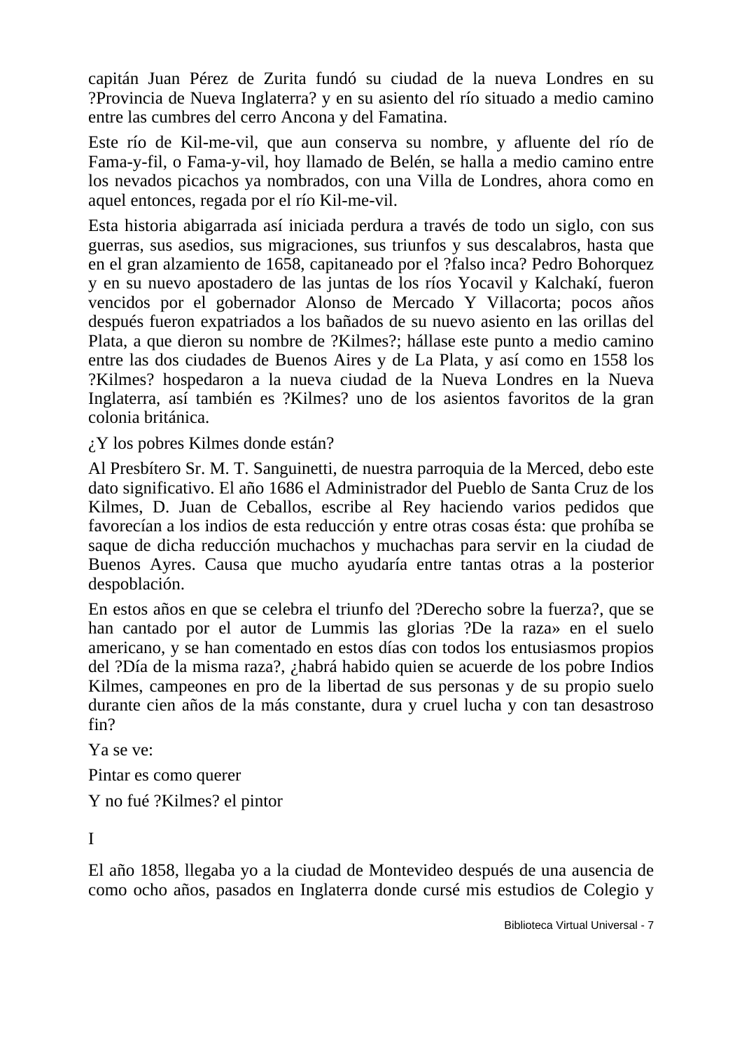capitán Juan Pérez de Zurita fundó su ciudad de la nueva Londres en su ?Provincia de Nueva Inglaterra? y en su asiento del río situado a medio camino entre las cumbres del cerro Ancona y del Famatina.

Este río de Kil-me-vil, que aun conserva su nombre, y afluente del río de Fama-y-fil, o Fama-y-vil, hoy llamado de Belén, se halla a medio camino entre los nevados picachos ya nombrados, con una Villa de Londres, ahora como en aquel entonces, regada por el río Kil-me-vil.

Esta historia abigarrada así iniciada perdura a través de todo un siglo, con sus guerras, sus asedios, sus migraciones, sus triunfos y sus descalabros, hasta que en el gran alzamiento de 1658, capitaneado por el ?falso inca? Pedro Bohorquez y en su nuevo apostadero de las juntas de los ríos Yocavil y Kalchakí, fueron vencidos por el gobernador Alonso de Mercado Y Villacorta; pocos años después fueron expatriados a los bañados de su nuevo asiento en las orillas del Plata, a que dieron su nombre de ?Kilmes?; hállase este punto a medio camino entre las dos ciudades de Buenos Aires y de La Plata, y así como en 1558 los ?Kilmes? hospedaron a la nueva ciudad de la Nueva Londres en la Nueva Inglaterra, así también es ?Kilmes? uno de los asientos favoritos de la gran colonia británica.

¿Y los pobres Kilmes donde están?

Al Presbítero Sr. M. T. Sanguinetti, de nuestra parroquia de la Merced, debo este dato significativo. El año 1686 el Administrador del Pueblo de Santa Cruz de los Kilmes, D. Juan de Ceballos, escribe al Rey haciendo varios pedidos que favorecían a los indios de esta reducción y entre otras cosas ésta: que prohíba se saque de dicha reducción muchachos y muchachas para servir en la ciudad de Buenos Ayres. Causa que mucho ayudaría entre tantas otras a la posterior despoblación.

En estos años en que se celebra el triunfo del ?Derecho sobre la fuerza?, que se han cantado por el autor de Lummis las glorias ?De la raza» en el suelo americano, y se han comentado en estos días con todos los entusiasmos propios del ?Día de la misma raza?, ¿habrá habido quien se acuerde de los pobre Indios Kilmes, campeones en pro de la libertad de sus personas y de su propio suelo durante cien años de la más constante, dura y cruel lucha y con tan desastroso fin?

Ya se ve:

Pintar es como querer

Y no fué ?Kilmes? el pintor

## I

El año 1858, llegaba yo a la ciudad de Montevideo después de una ausencia de como ocho años, pasados en Inglaterra donde cursé mis estudios de Colegio y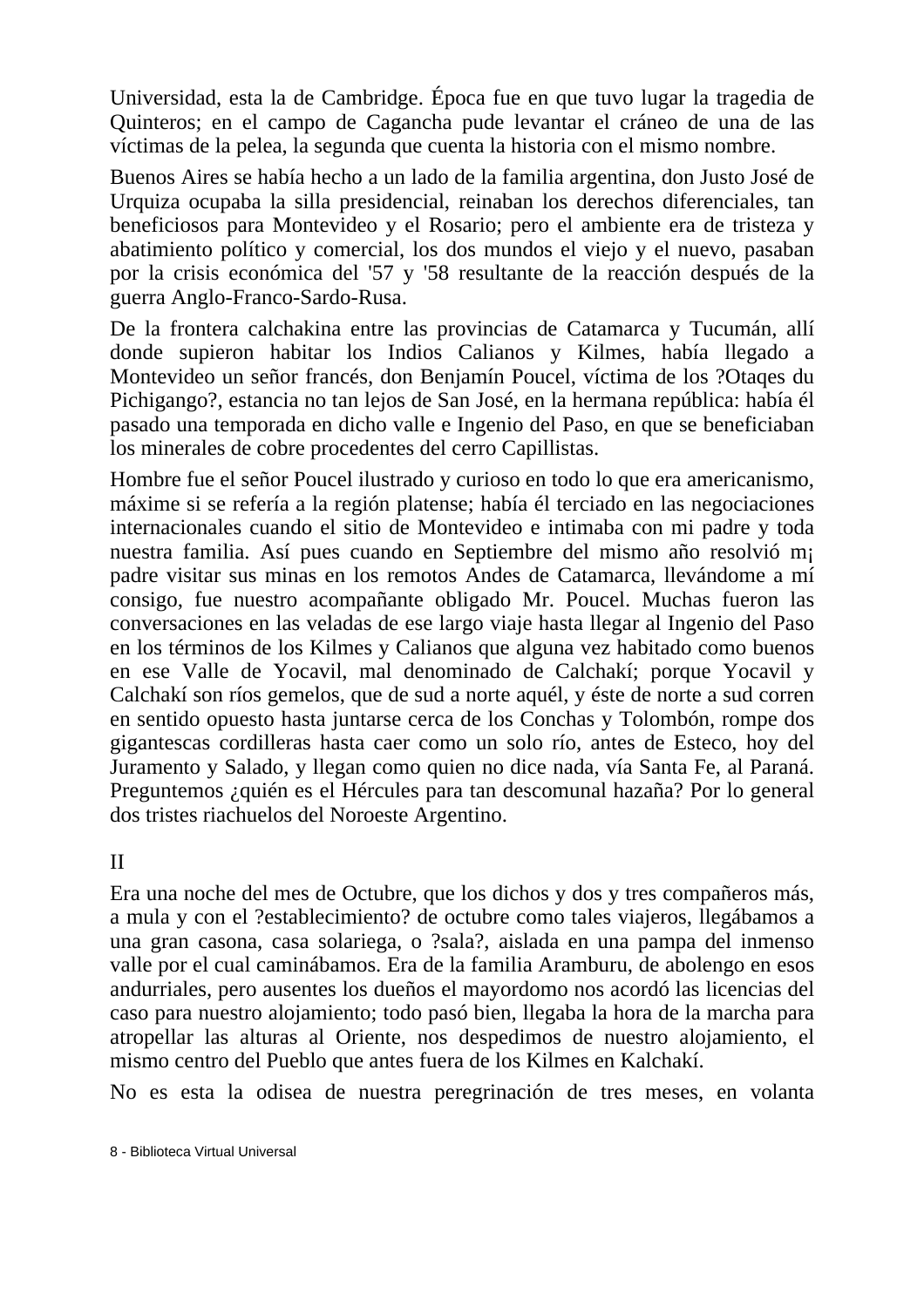Universidad, esta la de Cambridge. Época fue en que tuvo lugar la tragedia de Quinteros; en el campo de Cagancha pude levantar el cráneo de una de las víctimas de la pelea, la segunda que cuenta la historia con el mismo nombre.

Buenos Aires se había hecho a un lado de la familia argentina, don Justo José de Urquiza ocupaba la silla presidencial, reinaban los derechos diferenciales, tan beneficiosos para Montevideo y el Rosario; pero el ambiente era de tristeza y abatimiento político y comercial, los dos mundos el viejo y el nuevo, pasaban por la crisis económica del '57 y '58 resultante de la reacción después de la guerra Anglo-Franco-Sardo-Rusa.

De la frontera calchakina entre las provincias de Catamarca y Tucumán, allí donde supieron habitar los Indios Calianos y Kilmes, había llegado a Montevideo un señor francés, don Benjamín Poucel, víctima de los ?Otaqes du Pichigango?, estancia no tan lejos de San José, en la hermana república: había él pasado una temporada en dicho valle e Ingenio del Paso, en que se beneficiaban los minerales de cobre procedentes del cerro Capillistas.

Hombre fue el señor Poucel ilustrado y curioso en todo lo que era americanismo, máxime si se refería a la región platense; había él terciado en las negociaciones internacionales cuando el sitio de Montevideo e intimaba con mi padre y toda nuestra familia. Así pues cuando en Septiembre del mismo año resolvió m¡ padre visitar sus minas en los remotos Andes de Catamarca, llevándome a mí consigo, fue nuestro acompañante obligado Mr. Poucel. Muchas fueron las conversaciones en las veladas de ese largo viaje hasta llegar al Ingenio del Paso en los términos de los Kilmes y Calianos que alguna vez habitado como buenos en ese Valle de Yocavil, mal denominado de Calchakí; porque Yocavil y Calchakí son ríos gemelos, que de sud a norte aquél, y éste de norte a sud corren en sentido opuesto hasta juntarse cerca de los Conchas y Tolombón, rompe dos gigantescas cordilleras hasta caer como un solo río, antes de Esteco, hoy del Juramento y Salado, y llegan como quien no dice nada, vía Santa Fe, al Paraná. Preguntemos ¿quién es el Hércules para tan descomunal hazaña? Por lo general dos tristes riachuelos del Noroeste Argentino.

II

Era una noche del mes de Octubre, que los dichos y dos y tres compañeros más, a mula y con el ?establecimiento? de octubre como tales viajeros, llegábamos a una gran casona, casa solariega, o ?sala?, aislada en una pampa del inmenso valle por el cual caminábamos. Era de la familia Aramburu, de abolengo en esos andurriales, pero ausentes los dueños el mayordomo nos acordó las licencias del caso para nuestro alojamiento; todo pasó bien, llegaba la hora de la marcha para atropellar las alturas al Oriente, nos despedimos de nuestro alojamiento, el mismo centro del Pueblo que antes fuera de los Kilmes en Kalchakí.

No es esta la odisea de nuestra peregrinación de tres meses, en volanta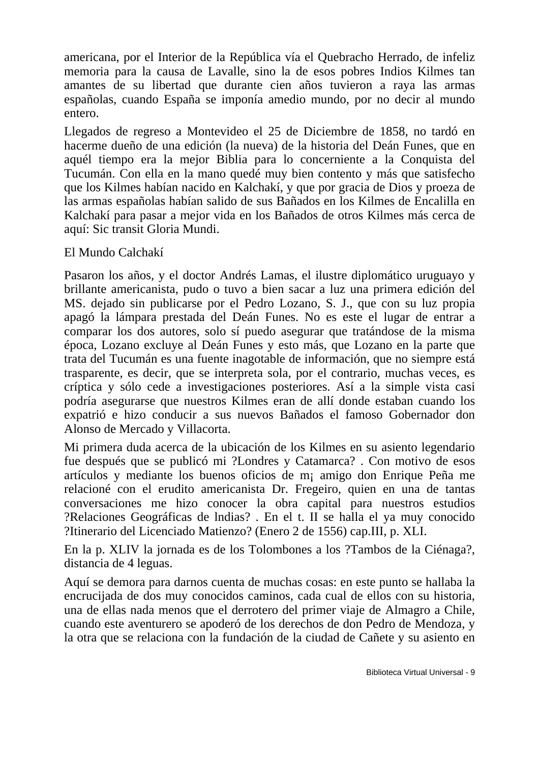americana, por el Interior de la República vía el Quebracho Herrado, de infeliz memoria para la causa de Lavalle, sino la de esos pobres Indios Kilmes tan amantes de su libertad que durante cien años tuvieron a raya las armas españolas, cuando España se imponía amedio mundo, por no decir al mundo entero.

Llegados de regreso a Montevideo el 25 de Diciembre de 1858, no tardó en hacerme dueño de una edición (la nueva) de la historia del Deán Funes, que en aquél tiempo era la mejor Biblia para lo concerniente a la Conquista del Tucumán. Con ella en la mano quedé muy bien contento y más que satisfecho que los Kilmes habían nacido en Kalchakí, y que por gracia de Dios y proeza de las armas españolas habían salido de sus Bañados en los Kilmes de Encalilla en Kalchakí para pasar a mejor vida en los Bañados de otros Kilmes más cerca de aquí: Sic transit Gloria Mundi.

## El Mundo Calchakí

Pasaron los años, y el doctor Andrés Lamas, el ilustre diplomático uruguayo y brillante americanista, pudo o tuvo a bien sacar a luz una primera edición del MS. dejado sin publicarse por el Pedro Lozano, S. J., que con su luz propia apagó la lámpara prestada del Deán Funes. No es este el lugar de entrar a comparar los dos autores, solo sí puedo asegurar que tratándose de la misma época, Lozano excluye al Deán Funes y esto más, que Lozano en la parte que trata del Tucumán es una fuente inagotable de información, que no siempre está trasparente, es decir, que se interpreta sola, por el contrario, muchas veces, es críptica y sólo cede a investigaciones posteriores. Así a la simple vista casi podría asegurarse que nuestros Kilmes eran de allí donde estaban cuando los expatrió e hizo conducir a sus nuevos Bañados el famoso Gobernador don Alonso de Mercado y Villacorta.

Mi primera duda acerca de la ubicación de los Kilmes en su asiento legendario fue después que se publicó mi ?Londres y Catamarca? . Con motivo de esos artículos y mediante los buenos oficios de m¡ amigo don Enrique Peña me relacioné con el erudito americanista Dr. Fregeiro, quien en una de tantas conversaciones me hizo conocer la obra capital para nuestros estudios ?Relaciones Geográficas de lndias? . En el t. II se halla el ya muy conocido ?Itinerario del Licenciado Matienzo? (Enero 2 de 1556) cap.III, p. XLI.

En la p. XLIV la jornada es de los Tolombones a los ?Tambos de la Ciénaga?, distancia de 4 leguas.

Aquí se demora para darnos cuenta de muchas cosas: en este punto se hallaba la encrucijada de dos muy conocidos caminos, cada cual de ellos con su historia, una de ellas nada menos que el derrotero del primer viaje de Almagro a Chile, cuando este aventurero se apoderó de los derechos de don Pedro de Mendoza, y la otra que se relaciona con la fundación de la ciudad de Cañete y su asiento en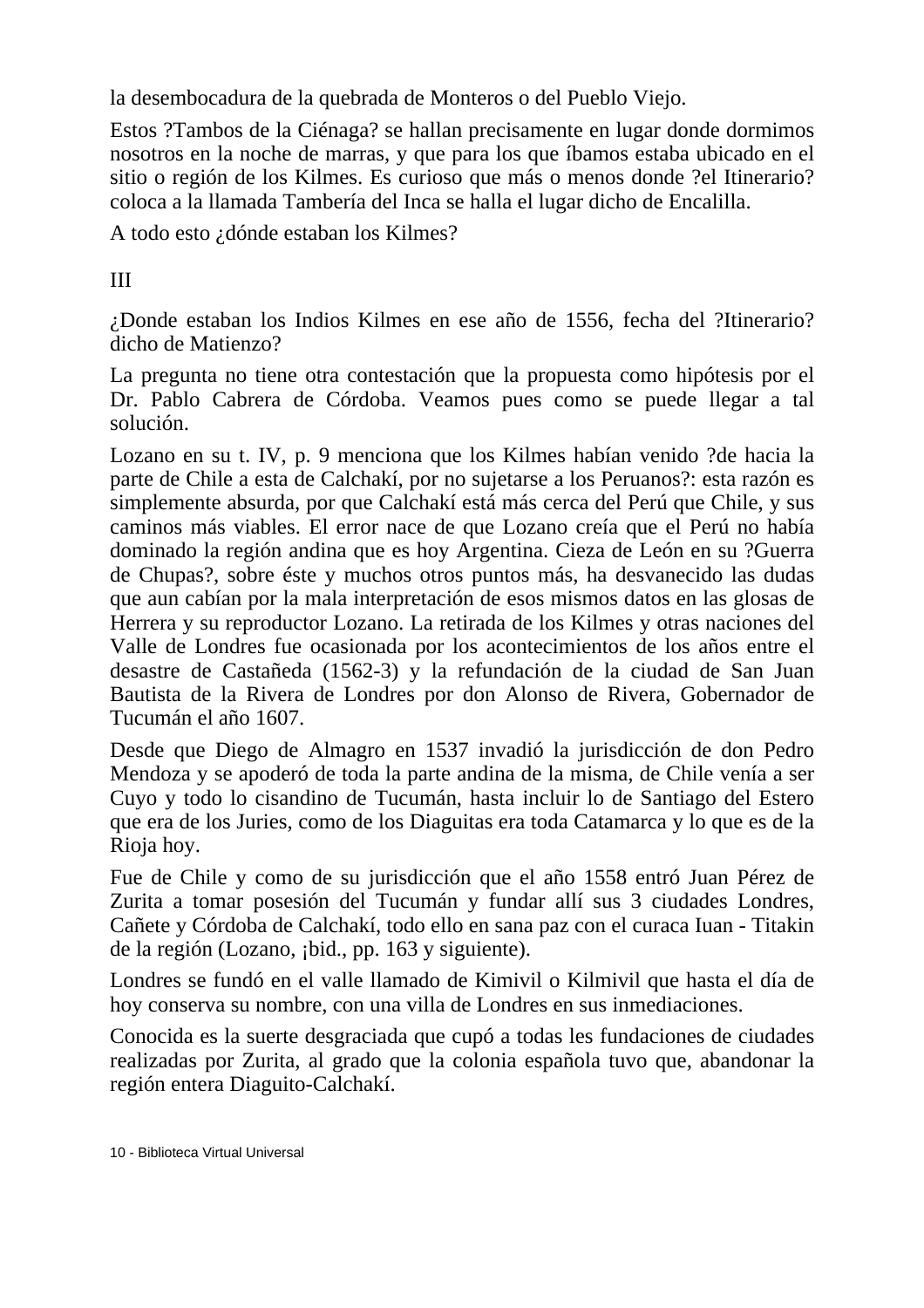la desembocadura de la quebrada de Monteros o del Pueblo Viejo.

Estos ?Tambos de la Ciénaga? se hallan precisamente en lugar donde dormimos nosotros en la noche de marras, y que para los que íbamos estaba ubicado en el sitio o región de los Kilmes. Es curioso que más o menos donde ?el Itinerario? coloca a la llamada Tambería del Inca se halla el lugar dicho de Encalilla.

A todo esto ¿dónde estaban los Kilmes?

## III

¿Donde estaban los Indios Kilmes en ese año de 1556, fecha del ?Itinerario? dicho de Matienzo?

La pregunta no tiene otra contestación que la propuesta como hipótesis por el Dr. Pablo Cabrera de Córdoba. Veamos pues como se puede llegar a tal solución.

Lozano en su t. IV, p. 9 menciona que los Kilmes habían venido ?de hacia la parte de Chile a esta de Calchakí, por no sujetarse a los Peruanos?: esta razón es simplemente absurda, por que Calchakí está más cerca del Perú que Chile, y sus caminos más viables. El error nace de que Lozano creía que el Perú no había dominado la región andina que es hoy Argentina. Cieza de León en su ?Guerra de Chupas?, sobre éste y muchos otros puntos más, ha desvanecido las dudas que aun cabían por la mala interpretación de esos mismos datos en las glosas de Herrera y su reproductor Lozano. La retirada de los Kilmes y otras naciones del Valle de Londres fue ocasionada por los acontecimientos de los años entre el desastre de Castañeda (1562-3) y la refundación de la ciudad de San Juan Bautista de la Rivera de Londres por don Alonso de Rivera, Gobernador de Tucumán el año 1607.

Desde que Diego de Almagro en 1537 invadió la jurisdicción de don Pedro Mendoza y se apoderó de toda la parte andina de la misma, de Chile venía a ser Cuyo y todo lo cisandino de Tucumán, hasta incluir lo de Santiago del Estero que era de los Juries, como de los Diaguitas era toda Catamarca y lo que es de la Rioja hoy.

Fue de Chile y como de su jurisdicción que el año 1558 entró Juan Pérez de Zurita a tomar posesión del Tucumán y fundar allí sus 3 ciudades Londres, Cañete y Córdoba de Calchakí, todo ello en sana paz con el curaca Iuan - Titakin de la región (Lozano, ¡bid., pp. 163 y siguiente).

Londres se fundó en el valle llamado de Kimivil o Kilmivil que hasta el día de hoy conserva su nombre, con una villa de Londres en sus inmediaciones.

Conocida es la suerte desgraciada que cupó a todas les fundaciones de ciudades realizadas por Zurita, al grado que la colonia española tuvo que, abandonar la región entera Diaguito-Calchakí.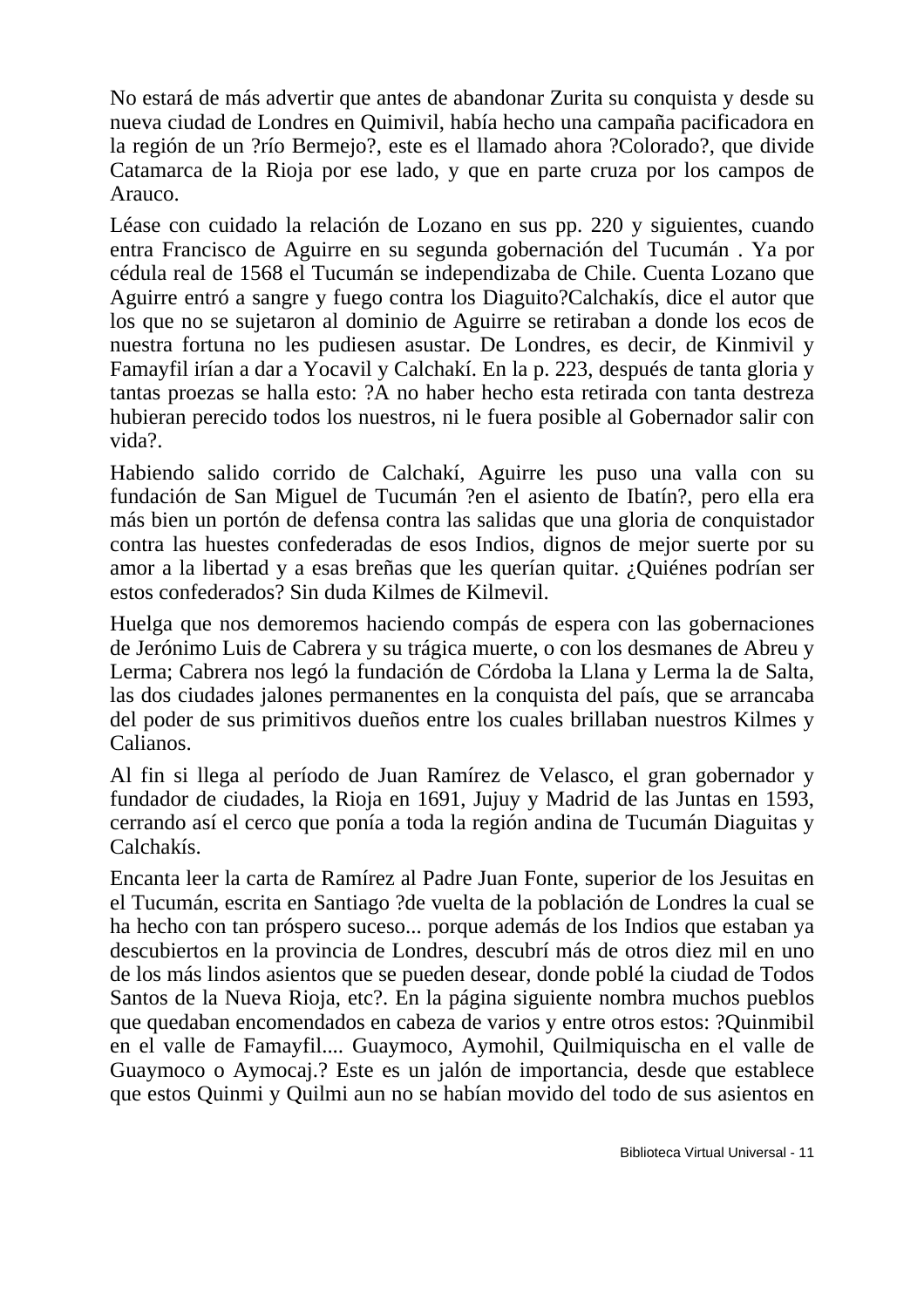No estará de más advertir que antes de abandonar Zurita su conquista y desde su nueva ciudad de Londres en Quimivil, había hecho una campaña pacificadora en la región de un ?río Bermejo?, este es el llamado ahora ?Colorado?, que divide Catamarca de la Rioja por ese lado, y que en parte cruza por los campos de Arauco.

Léase con cuidado la relación de Lozano en sus pp. 220 y siguientes, cuando entra Francisco de Aguirre en su segunda gobernación del Tucumán . Ya por cédula real de 1568 el Tucumán se independizaba de Chile. Cuenta Lozano que Aguirre entró a sangre y fuego contra los Diaguito?Calchakís, dice el autor que los que no se sujetaron al dominio de Aguirre se retiraban a donde los ecos de nuestra fortuna no les pudiesen asustar. De Londres, es decir, de Kinmivil y Famayfil irían a dar a Yocavil y Calchakí. En la p. 223, después de tanta gloria y tantas proezas se halla esto: ?A no haber hecho esta retirada con tanta destreza hubieran perecido todos los nuestros, ni le fuera posible al Gobernador salir con vida?.

Habiendo salido corrido de Calchakí, Aguirre les puso una valla con su fundación de San Miguel de Tucumán ?en el asiento de Ibatín?, pero ella era más bien un portón de defensa contra las salidas que una gloria de conquistador contra las huestes confederadas de esos Indios, dignos de mejor suerte por su amor a la libertad y a esas breñas que les querían quitar. ¿Quiénes podrían ser estos confederados? Sin duda Kilmes de Kilmevil.

Huelga que nos demoremos haciendo compás de espera con las gobernaciones de Jerónimo Luis de Cabrera y su trágica muerte, o con los desmanes de Abreu y Lerma; Cabrera nos legó la fundación de Córdoba la Llana y Lerma la de Salta, las dos ciudades jalones permanentes en la conquista del país, que se arrancaba del poder de sus primitivos dueños entre los cuales brillaban nuestros Kilmes y Calianos.

Al fin si llega al período de Juan Ramírez de Velasco, el gran gobernador y fundador de ciudades, la Rioja en 1691, Jujuy y Madrid de las Juntas en 1593, cerrando así el cerco que ponía a toda la región andina de Tucumán Diaguitas y Calchakís.

Encanta leer la carta de Ramírez al Padre Juan Fonte, superior de los Jesuitas en el Tucumán, escrita en Santiago ?de vuelta de la población de Londres la cual se ha hecho con tan próspero suceso... porque además de los Indios que estaban ya descubiertos en la provincia de Londres, descubrí más de otros diez mil en uno de los más lindos asientos que se pueden desear, donde poblé la ciudad de Todos Santos de la Nueva Rioja, etc?. En la página siguiente nombra muchos pueblos que quedaban encomendados en cabeza de varios y entre otros estos: ?Quinmibil en el valle de Famayfil.... Guaymoco, Aymohil, Quilmiquischa en el valle de Guaymoco o Aymocaj.? Este es un jalón de importancia, desde que establece que estos Quinmi y Quilmi aun no se habían movido del todo de sus asientos en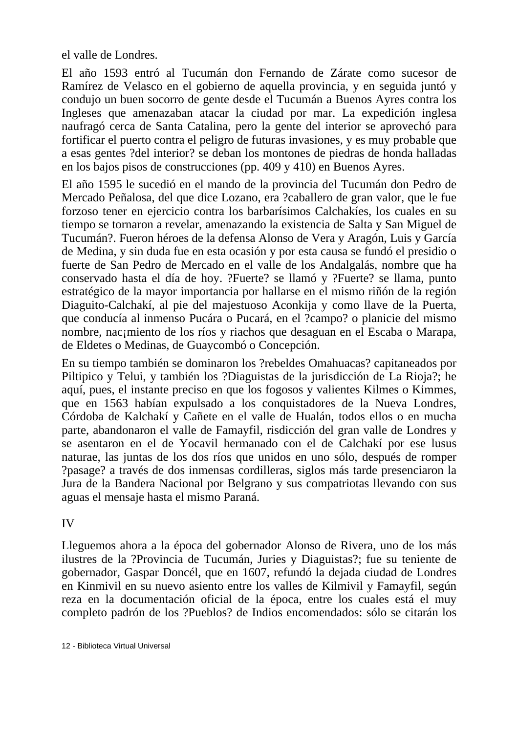el valle de Londres.

El año 1593 entró al Tucumán don Fernando de Zárate como sucesor de Ramírez de Velasco en el gobierno de aquella provincia, y en seguida juntó y condujo un buen socorro de gente desde el Tucumán a Buenos Ayres contra los Ingleses que amenazaban atacar la ciudad por mar. La expedición inglesa naufragó cerca de Santa Catalina, pero la gente del interior se aprovechó para fortificar el puerto contra el peligro de futuras invasiones, y es muy probable que a esas gentes ?del interior? se deban los montones de piedras de honda halladas en los bajos pisos de construcciones (pp. 409 y 410) en Buenos Ayres.

El año 1595 le sucedió en el mando de la provincia del Tucumán don Pedro de Mercado Peñalosa, del que dice Lozano, era ?caballero de gran valor, que le fue forzoso tener en ejercicio contra los barbarísimos Calchakíes, los cuales en su tiempo se tornaron a revelar, amenazando la existencia de Salta y San Miguel de Tucumán?. Fueron héroes de la defensa Alonso de Vera y Aragón, Luis y García de Medina, y sin duda fue en esta ocasión y por esta causa se fundó el presidio o fuerte de San Pedro de Mercado en el valle de los Andalgalás, nombre que ha conservado hasta el día de hoy. ?Fuerte? se llamó y ?Fuerte? se llama, punto estratégico de la mayor importancia por hallarse en el mismo riñón de la región Diaguito-Calchakí, al pie del majestuoso Aconkija y como llave de la Puerta, que conducía al inmenso Pucára o Pucará, en el ?campo? o planicie del mismo nombre, nac¡miento de los ríos y riachos que desaguan en el Escaba o Marapa, de Eldetes o Medinas, de Guaycombó o Concepción.

En su tiempo también se dominaron los ?rebeldes Omahuacas? capitaneados por Piltipico y Telui, y también los ?Diaguistas de la jurisdicción de La Rioja?; he aquí, pues, el instante preciso en que los fogosos y valientes Kilmes o Kimmes, que en 1563 habían expulsado a los conquistadores de la Nueva Londres, Córdoba de Kalchakí y Cañete en el valle de Hualán, todos ellos o en mucha parte, abandonaron el valle de Famayfil, risdicción del gran valle de Londres y se asentaron en el de Yocavil hermanado con el de Calchakí por ese lusus naturae, las juntas de los dos ríos que unidos en uno sólo, después de romper ?pasage? a través de dos inmensas cordilleras, siglos más tarde presenciaron la Jura de la Bandera Nacional por Belgrano y sus compatriotas llevando con sus aguas el mensaje hasta el mismo Paraná.

## IV

Lleguemos ahora a la época del gobernador Alonso de Rivera, uno de los más ilustres de la ?Provincia de Tucumán, Juries y Diaguistas?; fue su teniente de gobernador, Gaspar Doncél, que en 1607, refundó la dejada ciudad de Londres en Kinmivil en su nuevo asiento entre los valles de Kilmivil y Famayfil, según reza en la documentación oficial de la época, entre los cuales está el muy completo padrón de los ?Pueblos? de Indios encomendados: sólo se citarán los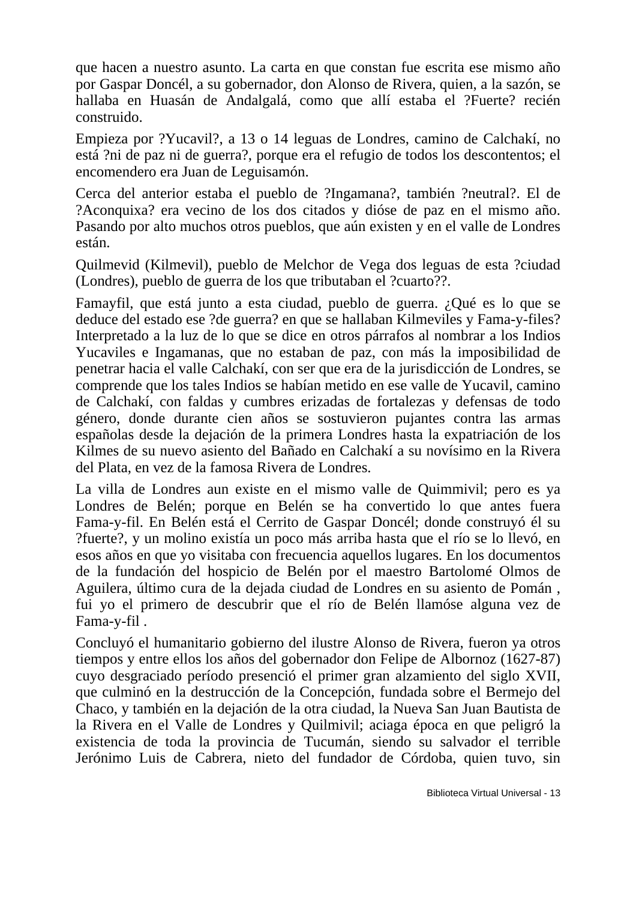que hacen a nuestro asunto. La carta en que constan fue escrita ese mismo año por Gaspar Doncél, a su gobernador, don Alonso de Rivera, quien, a la sazón, se hallaba en Huasán de Andalgalá, como que allí estaba el ?Fuerte? recién construido.

Empieza por ?Yucavil?, a 13 o 14 leguas de Londres, camino de Calchakí, no está ?ni de paz ni de guerra?, porque era el refugio de todos los descontentos; el encomendero era Juan de Leguisamón.

Cerca del anterior estaba el pueblo de ?Ingamana?, también ?neutral?. El de ?Aconquixa? era vecino de los dos citados y dióse de paz en el mismo año. Pasando por alto muchos otros pueblos, que aún existen y en el valle de Londres están.

Quilmevid (Kilmevil), pueblo de Melchor de Vega dos leguas de esta ?ciudad (Londres), pueblo de guerra de los que tributaban el ?cuarto??.

Famayfil, que está junto a esta ciudad, pueblo de guerra. ¿Qué es lo que se deduce del estado ese ?de guerra? en que se hallaban Kilmeviles y Fama-y-files? Interpretado a la luz de lo que se dice en otros párrafos al nombrar a los Indios Yucaviles e Ingamanas, que no estaban de paz, con más la imposibilidad de penetrar hacia el valle Calchakí, con ser que era de la jurisdicción de Londres, se comprende que los tales Indios se habían metido en ese valle de Yucavil, camino de Calchakí, con faldas y cumbres erizadas de fortalezas y defensas de todo género, donde durante cien años se sostuvieron pujantes contra las armas españolas desde la dejación de la primera Londres hasta la expatriación de los Kilmes de su nuevo asiento del Bañado en Calchakí a su novísimo en la Rivera del Plata, en vez de la famosa Rivera de Londres.

La villa de Londres aun existe en el mismo valle de Quimmivil; pero es ya Londres de Belén; porque en Belén se ha convertido lo que antes fuera Fama-y-fil. En Belén está el Cerrito de Gaspar Doncél; donde construyó él su ?fuerte?, y un molino existía un poco más arriba hasta que el río se lo llevó, en esos años en que yo visitaba con frecuencia aquellos lugares. En los documentos de la fundación del hospicio de Belén por el maestro Bartolomé Olmos de Aguilera, último cura de la dejada ciudad de Londres en su asiento de Pomán , fui yo el primero de descubrir que el río de Belén llamóse alguna vez de Fama-y-fil .

Concluyó el humanitario gobierno del ilustre Alonso de Rivera, fueron ya otros tiempos y entre ellos los años del gobernador don Felipe de Albornoz (1627-87) cuyo desgraciado período presenció el primer gran alzamiento del siglo XVII, que culminó en la destrucción de la Concepción, fundada sobre el Bermejo del Chaco, y también en la dejación de la otra ciudad, la Nueva San Juan Bautista de la Rivera en el Valle de Londres y Quilmivil; aciaga época en que peligró la existencia de toda la provincia de Tucumán, siendo su salvador el terrible Jerónimo Luis de Cabrera, nieto del fundador de Córdoba, quien tuvo, sin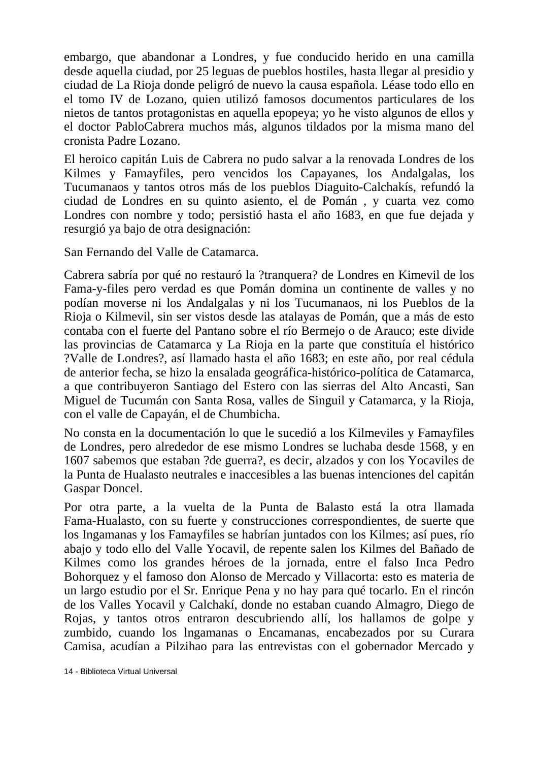embargo, que abandonar a Londres, y fue conducido herido en una camilla desde aquella ciudad, por 25 leguas de pueblos hostiles, hasta llegar al presidio y ciudad de La Rioja donde peligró de nuevo la causa española. Léase todo ello en el tomo IV de Lozano, quien utilizó famosos documentos particulares de los nietos de tantos protagonistas en aquella epopeya; yo he visto algunos de ellos y el doctor PabloCabrera muchos más, algunos tildados por la misma mano del cronista Padre Lozano.

El heroico capitán Luis de Cabrera no pudo salvar a la renovada Londres de los Kilmes y Famayfiles, pero vencidos los Capayanes, los Andalgalas, los Tucumanaos y tantos otros más de los pueblos Diaguito-Calchakís, refundó la ciudad de Londres en su quinto asiento, el de Pomán , y cuarta vez como Londres con nombre y todo; persistió hasta el año 1683, en que fue dejada y resurgió ya bajo de otra designación:

San Fernando del Valle de Catamarca.

Cabrera sabría por qué no restauró la ?tranquera? de Londres en Kimevil de los Fama-y-files pero verdad es que Pomán domina un continente de valles y no podían moverse ni los Andalgalas y ni los Tucumanaos, ni los Pueblos de la Rioja o Kilmevil, sin ser vistos desde las atalayas de Pomán, que a más de esto contaba con el fuerte del Pantano sobre el río Bermejo o de Arauco; este divide las provincias de Catamarca y La Rioja en la parte que constituía el histórico ?Valle de Londres?, así llamado hasta el año 1683; en este año, por real cédula de anterior fecha, se hizo la ensalada geográfica-histórico-política de Catamarca, a que contribuyeron Santiago del Estero con las sierras del Alto Ancasti, San Miguel de Tucumán con Santa Rosa, valles de Singuil y Catamarca, y la Rioja, con el valle de Capayán, el de Chumbicha.

No consta en la documentación lo que le sucedió a los Kilmeviles y Famayfiles de Londres, pero alrededor de ese mismo Londres se luchaba desde 1568, y en 1607 sabemos que estaban ?de guerra?, es decir, alzados y con los Yocaviles de la Punta de Hualasto neutrales e inaccesibles a las buenas intenciones del capitán Gaspar Doncel.

Por otra parte, a la vuelta de la Punta de Balasto está la otra llamada Fama-Hualasto, con su fuerte y construcciones correspondientes, de suerte que los Ingamanas y los Famayfiles se habrían juntados con los Kilmes; así pues, río abajo y todo ello del Valle Yocavil, de repente salen los Kilmes del Bañado de Kilmes como los grandes héroes de la jornada, entre el falso Inca Pedro Bohorquez y el famoso don Alonso de Mercado y Villacorta: esto es materia de un largo estudio por el Sr. Enrique Pena y no hay para qué tocarlo. En el rincón de los Valles Yocavil y Calchakí, donde no estaban cuando Almagro, Diego de Rojas, y tantos otros entraron descubriendo allí, los hallamos de golpe y zumbido, cuando los lngamanas o Encamanas, encabezados por su Curara Camisa, acudían a Pilzihao para las entrevistas con el gobernador Mercado y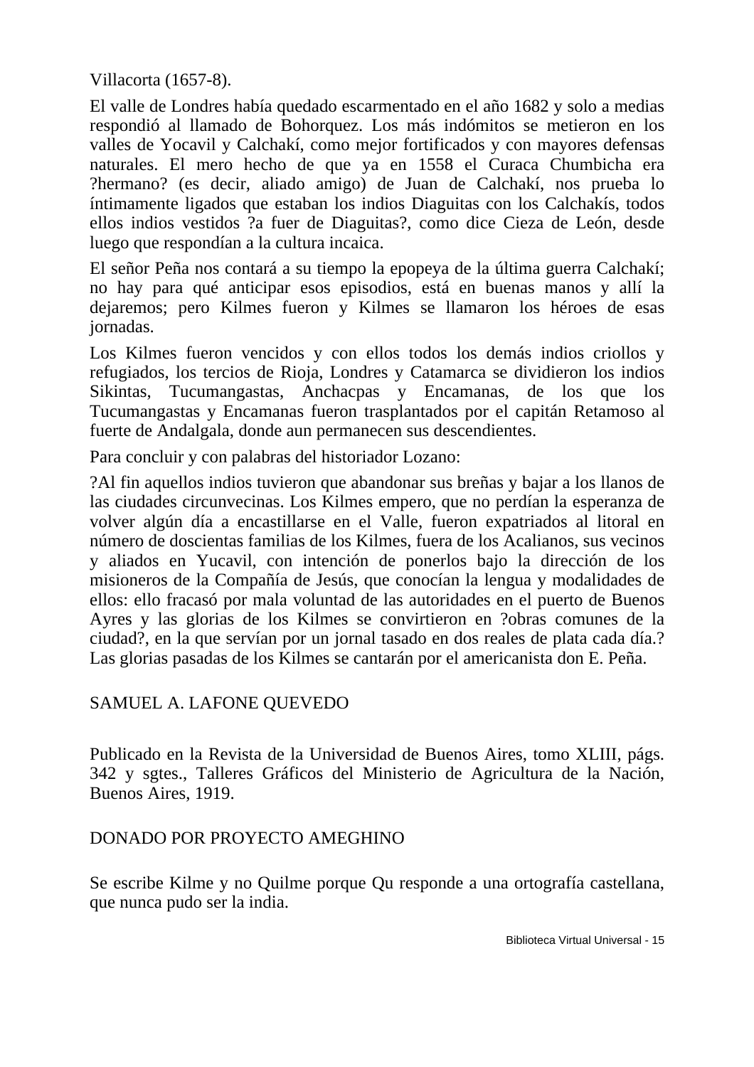Villacorta (1657-8).

El valle de Londres había quedado escarmentado en el año 1682 y solo a medias respondió al llamado de Bohorquez. Los más indómitos se metieron en los valles de Yocavil y Calchakí, como mejor fortificados y con mayores defensas naturales. El mero hecho de que ya en 1558 el Curaca Chumbicha era ?hermano? (es decir, aliado amigo) de Juan de Calchakí, nos prueba lo íntimamente ligados que estaban los indios Diaguitas con los Calchakís, todos ellos indios vestidos ?a fuer de Diaguitas?, como dice Cieza de León, desde luego que respondían a la cultura incaica.

El señor Peña nos contará a su tiempo la epopeya de la última guerra Calchakí; no hay para qué anticipar esos episodios, está en buenas manos y allí la dejaremos; pero Kilmes fueron y Kilmes se llamaron los héroes de esas jornadas.

Los Kilmes fueron vencidos y con ellos todos los demás indios criollos y refugiados, los tercios de Rioja, Londres y Catamarca se dividieron los indios Sikintas, Tucumangastas, Anchacpas y Encamanas, de los que los Tucumangastas y Encamanas fueron trasplantados por el capitán Retamoso al fuerte de Andalgala, donde aun permanecen sus descendientes.

Para concluir y con palabras del historiador Lozano:

?Al fin aquellos indios tuvieron que abandonar sus breñas y bajar a los llanos de las ciudades circunvecinas. Los Kilmes empero, que no perdían la esperanza de volver algún día a encastillarse en el Valle, fueron expatriados al litoral en número de doscientas familias de los Kilmes, fuera de los Acalianos, sus vecinos y aliados en Yucavil, con intención de ponerlos bajo la dirección de los misioneros de la Compañía de Jesús, que conocían la lengua y modalidades de ellos: ello fracasó por mala voluntad de las autoridades en el puerto de Buenos Ayres y las glorias de los Kilmes se convirtieron en ?obras comunes de la ciudad?, en la que servían por un jornal tasado en dos reales de plata cada día.? Las glorias pasadas de los Kilmes se cantarán por el americanista don E. Peña.

SAMUEL A. LAFONE QUEVEDO

Publicado en la Revista de la Universidad de Buenos Aires, tomo XLIII, págs. 342 y sgtes., Talleres Gráficos del Ministerio de Agricultura de la Nación, Buenos Aires, 1919.

DONADO POR PROYECTO AMEGHINO

Se escribe Kilme y no Quilme porque Qu responde a una ortografía castellana, que nunca pudo ser la india.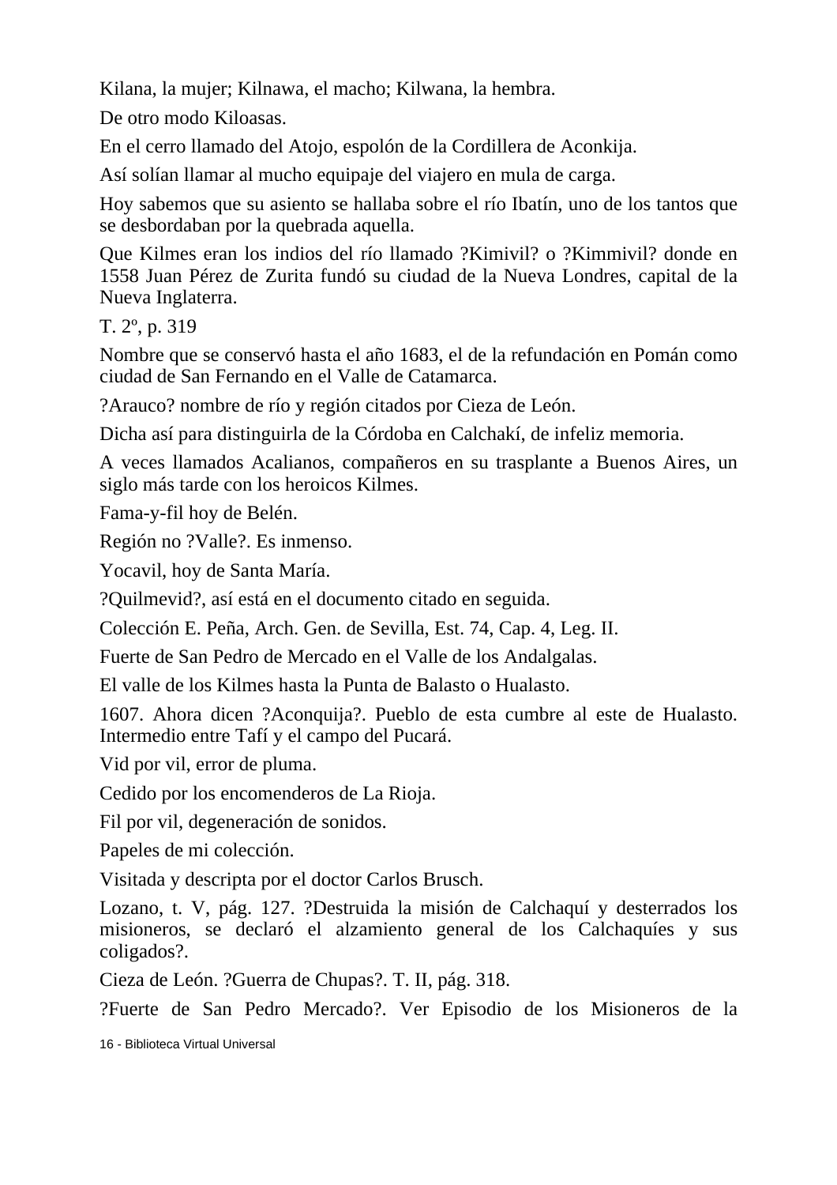Kilana, la mujer; Kilnawa, el macho; Kilwana, la hembra.

De otro modo Kiloasas.

En el cerro llamado del Atojo, espolón de la Cordillera de Aconkija.

Así solían llamar al mucho equipaje del viajero en mula de carga.

Hoy sabemos que su asiento se hallaba sobre el río Ibatín, uno de los tantos que se desbordaban por la quebrada aquella.

Que Kilmes eran los indios del río llamado ?Kimivil? o ?Kimmivil? donde en 1558 Juan Pérez de Zurita fundó su ciudad de la Nueva Londres, capital de la Nueva Inglaterra.

T. 2º, p. 319

Nombre que se conservó hasta el año 1683, el de la refundación en Pomán como ciudad de San Fernando en el Valle de Catamarca.

?Arauco? nombre de río y región citados por Cieza de León.

Dicha así para distinguirla de la Córdoba en Calchakí, de infeliz memoria.

A veces llamados Acalianos, compañeros en su trasplante a Buenos Aires, un siglo más tarde con los heroicos Kilmes.

Fama-y-fil hoy de Belén.

Región no ?Valle?. Es inmenso.

Yocavil, hoy de Santa María.

?Quilmevid?, así está en el documento citado en seguida.

Colección E. Peña, Arch. Gen. de Sevilla, Est. 74, Cap. 4, Leg. II.

Fuerte de San Pedro de Mercado en el Valle de los Andalgalas.

El valle de los Kilmes hasta la Punta de Balasto o Hualasto.

1607. Ahora dicen ?Aconquija?. Pueblo de esta cumbre al este de Hualasto. Intermedio entre Tafí y el campo del Pucará.

Vid por vil, error de pluma.

Cedido por los encomenderos de La Rioja.

Fil por vil, degeneración de sonidos.

Papeles de mi colección.

Visitada y descripta por el doctor Carlos Brusch.

Lozano, t. V, pág. 127. ?Destruida la misión de Calchaquí y desterrados los misioneros, se declaró el alzamiento general de los Calchaquíes y sus coligados?.

Cieza de León. ?Guerra de Chupas?. T. II, pág. 318.

?Fuerte de San Pedro Mercado?. Ver Episodio de los Misioneros de la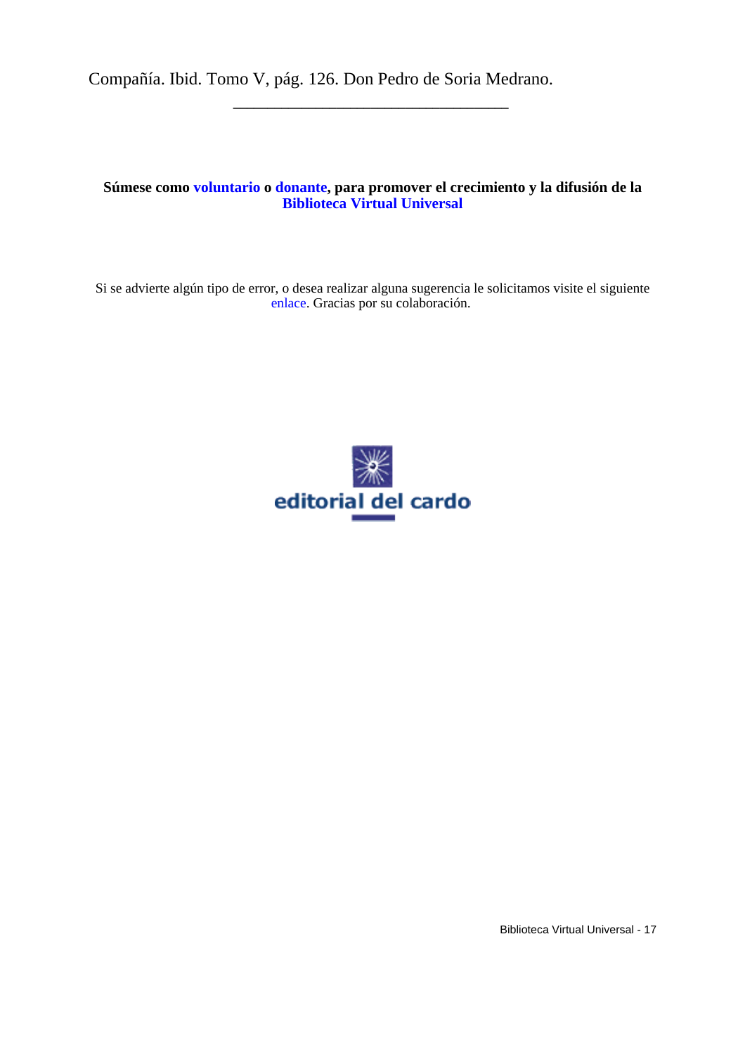Compañía. Ibid. Tomo V, pág. 126. Don Pedro de Soria Medrano.

---

**Súmese como voluntario o donante, para promover el crecimiento y la difusión de la Biblioteca Virtual Universal**

Si se advierte algún tipo de error, o desea realizar alguna sugerencia le solicitamos visite el siguiente enlace. Gracias por su colaboración.

editorial del cardo